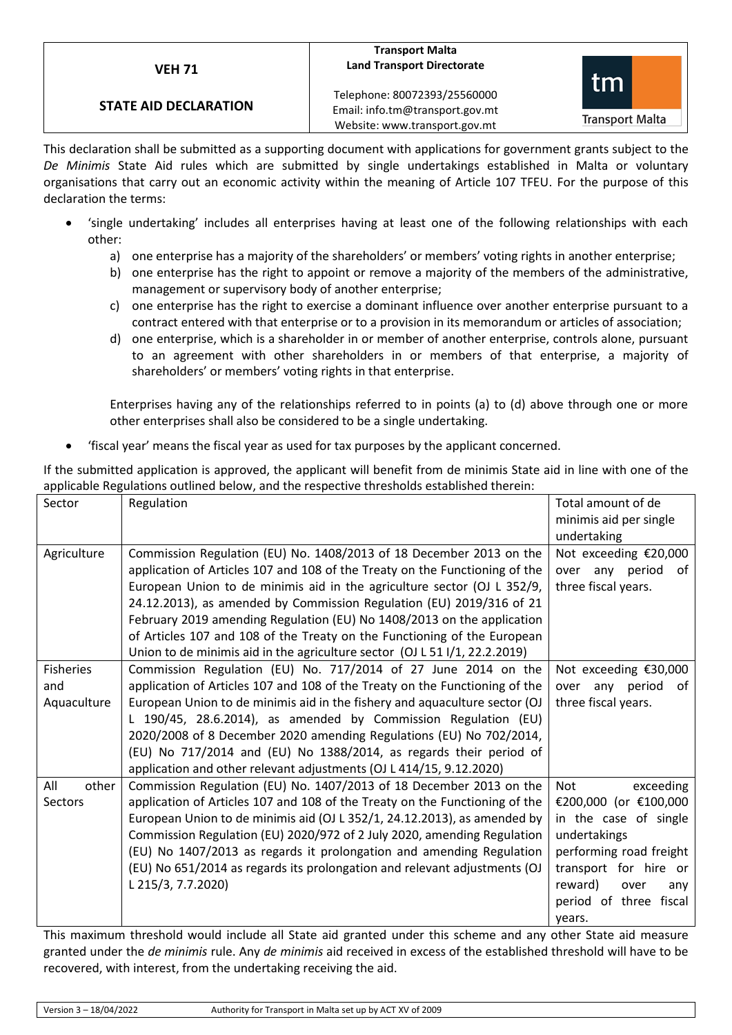| **VEH 71** | **Transport Malta** **Land Transport Directorate** | |
|---|---|---|
| **STATE AID DECLARATION** | Telephone: 80072393/25560000 Email: info.tm@transport.gov.mt Website: www.transport.gov.mt | Transport Malta |

This declaration shall be submitted as a supporting document with applications for government grants subject to the *De Minimis* State Aid rules which are submitted by single undertakings established in Malta or voluntary organisations that carry out an economic activity within the meaning of Article 107 TFEU. For the purpose of this declaration the terms:

- 'single undertaking' includes all enterprises having at least one of the following relationships with each other:
  a) one enterprise has a majority of the shareholders' or members' voting rights in another enterprise;
  b) one enterprise has the right to appoint or remove a majority of the members of the administrative, management or supervisory body of another enterprise;
  c) one enterprise has the right to exercise a dominant influence over another enterprise pursuant to a contract entered with that enterprise or to a provision in its memorandum or articles of association;
  d) one enterprise, which is a shareholder in or member of another enterprise, controls alone, pursuant to an agreement with other shareholders in or members of that enterprise, a majority of shareholders' or members' voting rights in that enterprise.

  Enterprises having any of the relationships referred to in points (a) to (d) above through one or more other enterprises shall also be considered to be a single undertaking.

- 'fiscal year' means the fiscal year as used for tax purposes by the applicant concerned.

If the submitted application is approved, the applicant will benefit from de minimis State aid in line with one of the applicable Regulations outlined below, and the respective thresholds established therein:

| Sector | Regulation | Total amount of de minimis aid per single undertaking |
|---|---|---|
| Agriculture | Commission Regulation (EU) No. 1408/2013 of 18 December 2013 on the application of Articles 107 and 108 of the Treaty on the Functioning of the European Union to de minimis aid in the agriculture sector (OJ L 352/9, 24.12.2013), as amended by Commission Regulation (EU) 2019/316 of 21 February 2019 amending Regulation (EU) No 1408/2013 on the application of Articles 107 and 108 of the Treaty on the Functioning of the European Union to de minimis aid in the agriculture sector (OJ L 51 I/1, 22.2.2019) | Not exceeding €20,000 over any period of three fiscal years. |
| Fisheries and Aquaculture | Commission Regulation (EU) No. 717/2014 of 27 June 2014 on the application of Articles 107 and 108 of the Treaty on the Functioning of the European Union to de minimis aid in the fishery and aquaculture sector (OJ L 190/45, 28.6.2014), as amended by Commission Regulation (EU) 2020/2008 of 8 December 2020 amending Regulations (EU) No 702/2014, (EU) No 717/2014 and (EU) No 1388/2014, as regards their period of application and other relevant adjustments (OJ L 414/15, 9.12.2020) | Not exceeding €30,000 over any period of three fiscal years. |
| All other Sectors | Commission Regulation (EU) No. 1407/2013 of 18 December 2013 on the application of Articles 107 and 108 of the Treaty on the Functioning of the European Union to de minimis aid (OJ L 352/1, 24.12.2013), as amended by Commission Regulation (EU) 2020/972 of 2 July 2020, amending Regulation (EU) No 1407/2013 as regards it prolongation and amending Regulation (EU) No 651/2014 as regards its prolongation and relevant adjustments (OJ L 215/3, 7.7.2020) | Not exceeding €200,000 (or €100,000 in the case of single undertakings performing road freight transport for hire or reward) over any period of three fiscal years. |

This maximum threshold would include all State aid granted under this scheme and any other State aid measure granted under the *de minimis* rule. Any *de minimis* aid received in excess of the established threshold will have to be recovered, with interest, from the undertaking receiving the aid.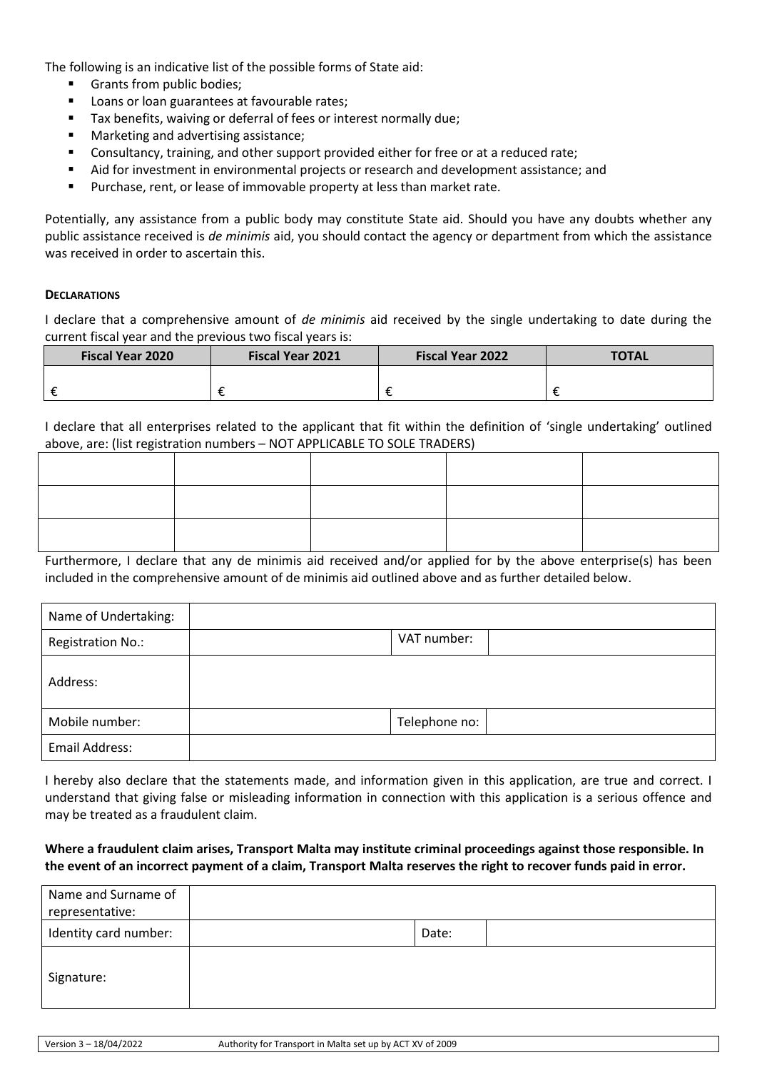The following is an indicative list of the possible forms of State aid:

- Grants from public bodies;
- Loans or loan guarantees at favourable rates;
- Tax benefits, waiving or deferral of fees or interest normally due;
- Marketing and advertising assistance;
- Consultancy, training, and other support provided either for free or at a reduced rate;
- Aid for investment in environmental projects or research and development assistance; and
- Purchase, rent, or lease of immovable property at less than market rate.

Potentially, any assistance from a public body may constitute State aid. Should you have any doubts whether any public assistance received is *de minimis* aid, you should contact the agency or department from which the assistance was received in order to ascertain this.

**DECLARATIONS**

I declare that a comprehensive amount of *de minimis* aid received by the single undertaking to date during the current fiscal year and the previous two fiscal years is:

| Fiscal Year 2020 | Fiscal Year 2021 | Fiscal Year 2022 | TOTAL |
|---|---|---|---|
| € | € | € | € |

I declare that all enterprises related to the applicant that fit within the definition of 'single undertaking' outlined above, are: (list registration numbers – NOT APPLICABLE TO SOLE TRADERS)

| | | | | |
|---|---|---|---|---|
| | | | | |
| | | | | |
| | | | | |

Furthermore, I declare that any de minimis aid received and/or applied for by the above enterprise(s) has been included in the comprehensive amount of de minimis aid outlined above and as further detailed below.

| | | | |
|---|---|---|---|
| Name of Undertaking: | | | |
| Registration No.: | | VAT number: | |
| Address: | | | |
| Mobile number: | | Telephone no: | |
| Email Address: | | | |

I hereby also declare that the statements made, and information given in this application, are true and correct. I understand that giving false or misleading information in connection with this application is a serious offence and may be treated as a fraudulent claim.

**Where a fraudulent claim arises, Transport Malta may institute criminal proceedings against those responsible. In the event of an incorrect payment of a claim, Transport Malta reserves the right to recover funds paid in error.**

| | | | |
|---|---|---|---|
| Name and Surname of representative: | | | |
| Identity card number: | | Date: | |
| Signature: | | | |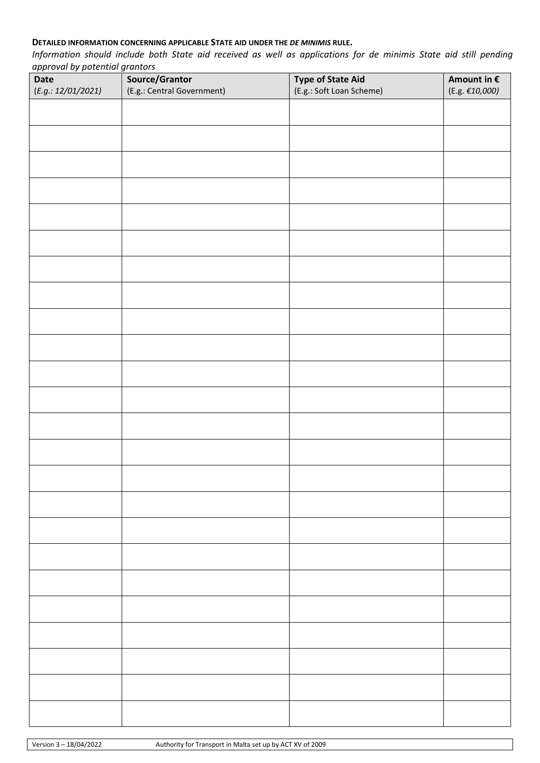**DETAILED INFORMATION CONCERNING APPLICABLE STATE AID UNDER THE *DE MINIMIS* RULE.**

*Information should include both State aid received as well as applications for de minimis State aid still pending approval by potential grantors*

| **Date** (*E.g.: 12/01/2021*) | **Source/Grantor** (E.g.: Central Government) | **Type of State Aid** (E.g.: Soft Loan Scheme) | **Amount in €** (E.g. *€10,000)* |
|---|---|---|---|
| | | | |
| | | | |
| | | | |
| | | | |
| | | | |
| | | | |
| | | | |
| | | | |
| | | | |
| | | | |
| | | | |
| | | | |
| | | | |
| | | | |
| | | | |
| | | | |
| | | | |
| | | | |
| | | | |
| | | | |
| | | | |
| | | | |
| | | | |
| | | | |

Version 3 – 18/04/2022 Authority for Transport in Malta set up by ACT XV of 2009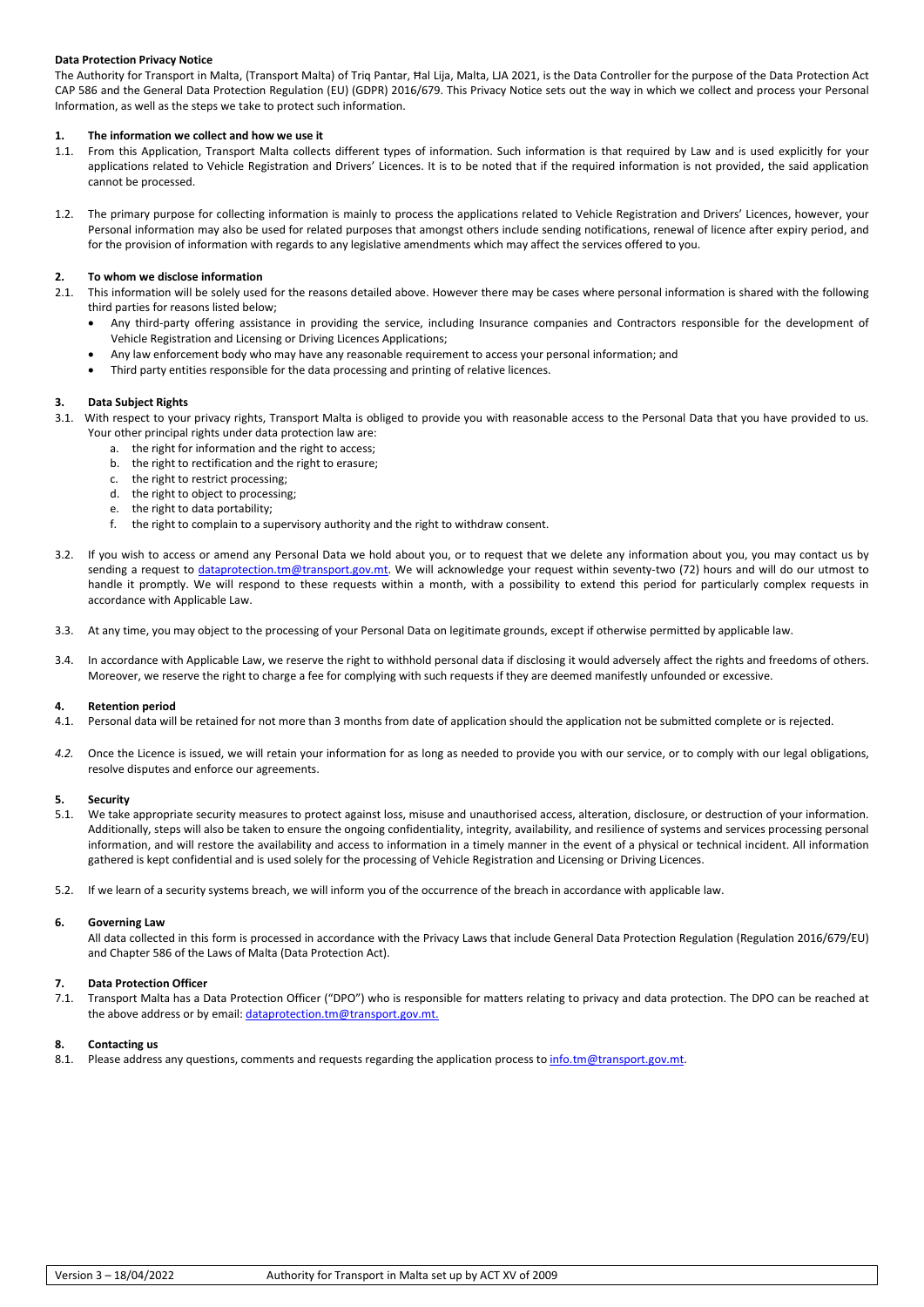**Data Protection Privacy Notice**

The Authority for Transport in Malta, (Transport Malta) of Triq Pantar, Ħal Lija, Malta, LJA 2021, is the Data Controller for the purpose of the Data Protection Act CAP 586 and the General Data Protection Regulation (EU) (GDPR) 2016/679. This Privacy Notice sets out the way in which we collect and process your Personal Information, as well as the steps we take to protect such information.

**1. The information we collect and how we use it**

1.1. From this Application, Transport Malta collects different types of information. Such information is that required by Law and is used explicitly for your applications related to Vehicle Registration and Drivers' Licences. It is to be noted that if the required information is not provided, the said application cannot be processed.

1.2. The primary purpose for collecting information is mainly to process the applications related to Vehicle Registration and Drivers' Licences, however, your Personal information may also be used for related purposes that amongst others include sending notifications, renewal of licence after expiry period, and for the provision of information with regards to any legislative amendments which may affect the services offered to you.

**2. To whom we disclose information**

2.1. This information will be solely used for the reasons detailed above. However there may be cases where personal information is shared with the following third parties for reasons listed below;

- Any third-party offering assistance in providing the service, including Insurance companies and Contractors responsible for the development of Vehicle Registration and Licensing or Driving Licences Applications;
- Any law enforcement body who may have any reasonable requirement to access your personal information; and
- Third party entities responsible for the data processing and printing of relative licences.

**3. Data Subject Rights**

3.1. With respect to your privacy rights, Transport Malta is obliged to provide you with reasonable access to the Personal Data that you have provided to us. Your other principal rights under data protection law are:

a. the right for information and the right to access;
b. the right to rectification and the right to erasure;
c. the right to restrict processing;
d. the right to object to processing;
e. the right to data portability;
f. the right to complain to a supervisory authority and the right to withdraw consent.

3.2. If you wish to access or amend any Personal Data we hold about you, or to request that we delete any information about you, you may contact us by sending a request to dataprotection.tm@transport.gov.mt. We will acknowledge your request within seventy-two (72) hours and will do our utmost to handle it promptly. We will respond to these requests within a month, with a possibility to extend this period for particularly complex requests in accordance with Applicable Law.

3.3. At any time, you may object to the processing of your Personal Data on legitimate grounds, except if otherwise permitted by applicable law.

3.4. In accordance with Applicable Law, we reserve the right to withhold personal data if disclosing it would adversely affect the rights and freedoms of others. Moreover, we reserve the right to charge a fee for complying with such requests if they are deemed manifestly unfounded or excessive.

**4. Retention period**

4.1. Personal data will be retained for not more than 3 months from date of application should the application not be submitted complete or is rejected.

*4.2.* Once the Licence is issued, we will retain your information for as long as needed to provide you with our service, or to comply with our legal obligations, resolve disputes and enforce our agreements.

**5. Security**

5.1. We take appropriate security measures to protect against loss, misuse and unauthorised access, alteration, disclosure, or destruction of your information. Additionally, steps will also be taken to ensure the ongoing confidentiality, integrity, availability, and resilience of systems and services processing personal information, and will restore the availability and access to information in a timely manner in the event of a physical or technical incident. All information gathered is kept confidential and is used solely for the processing of Vehicle Registration and Licensing or Driving Licences.

5.2. If we learn of a security systems breach, we will inform you of the occurrence of the breach in accordance with applicable law.

**6. Governing Law**

All data collected in this form is processed in accordance with the Privacy Laws that include General Data Protection Regulation (Regulation 2016/679/EU) and Chapter 586 of the Laws of Malta (Data Protection Act).

**7. Data Protection Officer**

7.1. Transport Malta has a Data Protection Officer ("DPO") who is responsible for matters relating to privacy and data protection. The DPO can be reached at the above address or by email: dataprotection.tm@transport.gov.mt.

**8. Contacting us**

8.1. Please address any questions, comments and requests regarding the application process to info.tm@transport.gov.mt.

| | |
|---|---|
| Version 3 – 18/04/2022 | Authority for Transport in Malta set up by ACT XV of 2009 |